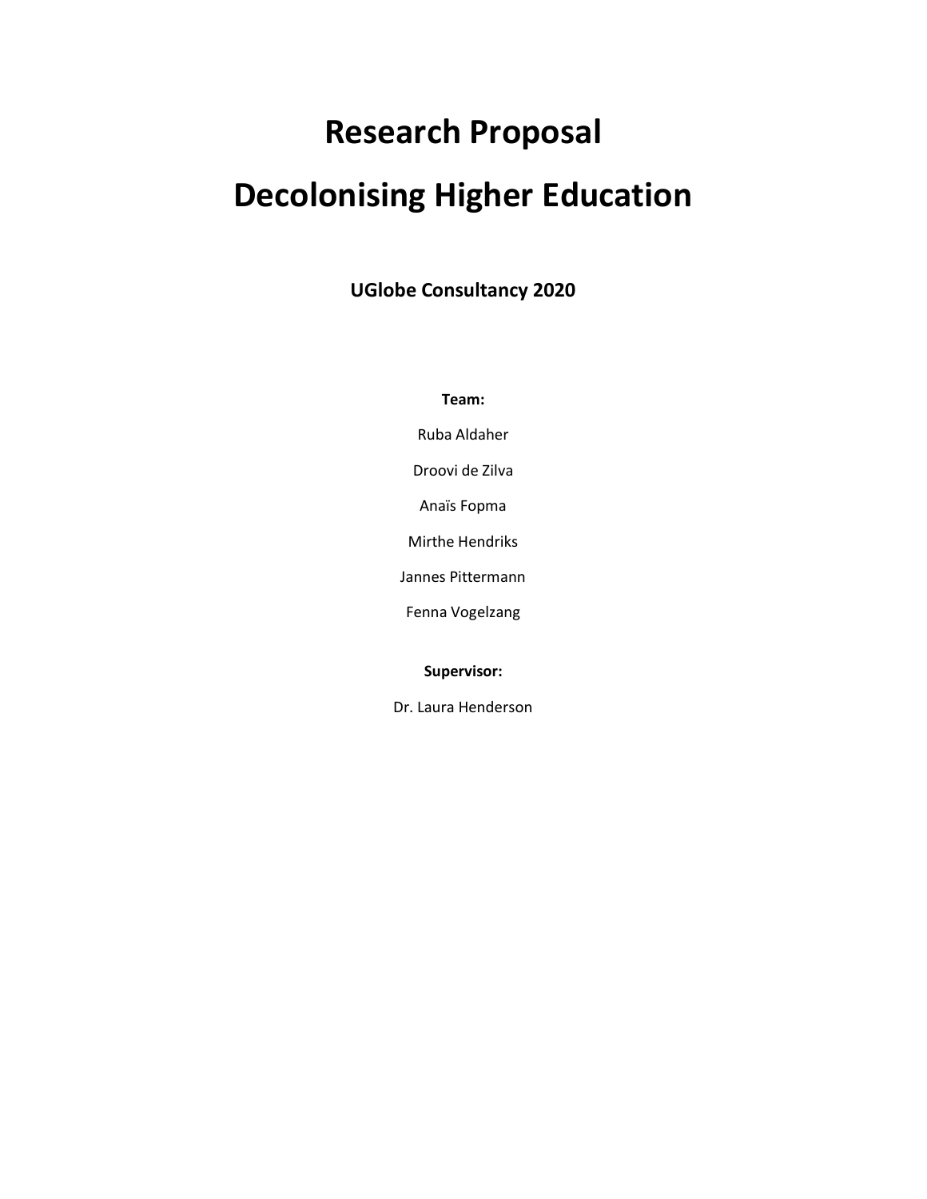# Research Proposal

# Decolonising Higher Education

**UGlobe Consultancy 2020**

**Team:**

Ruba Aldaher

Droovi de Zilva

Anaïs Fopma

Mirthe Hendriks

Jannes Pittermann

Fenna Vogelzang

**Supervisor:**

Dr. Laura Henderson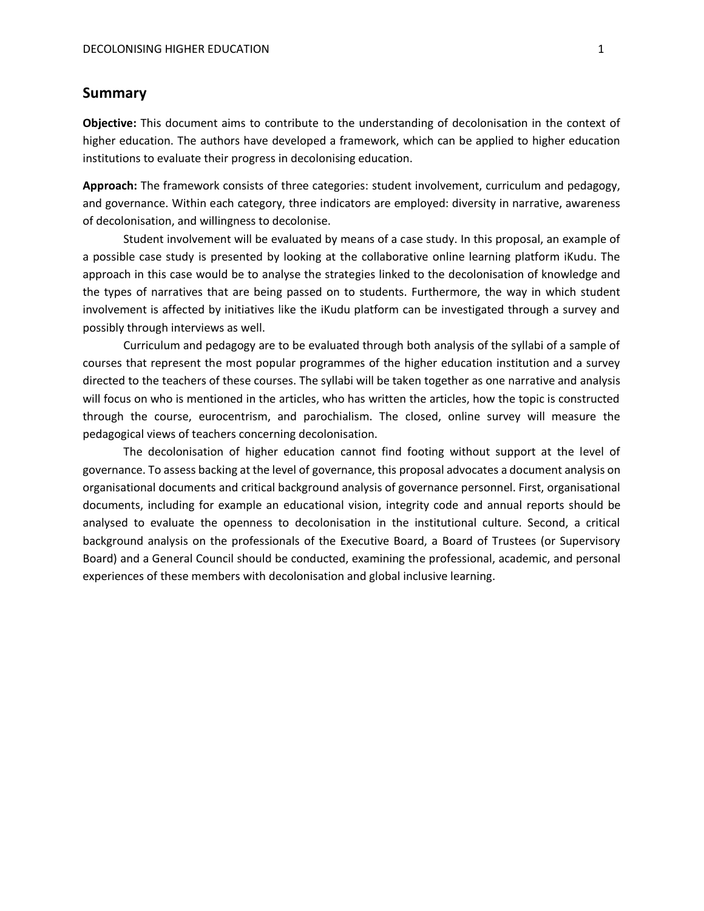## Summary

**Objective:** This document aims to contribute to the understanding of decolonisation in the context of higher education. The authors have developed a framework, which can be applied to higher education institutions to evaluate their progress in decolonising education.

**Approach:** The framework consists of three categories: student involvement, curriculum and pedagogy, and governance. Within each category, three indicators are employed: diversity in narrative, awareness of decolonisation, and willingness to decolonise.

Student involvement will be evaluated by means of a case study. In this proposal, an example of a possible case study is presented by looking at the collaborative online learning platform iKudu. The approach in this case would be to analyse the strategies linked to the decolonisation of knowledge and the types of narratives that are being passed on to students. Furthermore, the way in which student involvement is affected by initiatives like the iKudu platform can be investigated through a survey and possibly through interviews as well.

Curriculum and pedagogy are to be evaluated through both analysis of the syllabi of a sample of courses that represent the most popular programmes of the higher education institution and a survey directed to the teachers of these courses. The syllabi will be taken together as one narrative and analysis will focus on who is mentioned in the articles, who has written the articles, how the topic is constructed through the course, eurocentrism, and parochialism. The closed, online survey will measure the pedagogical views of teachers concerning decolonisation.

The decolonisation of higher education cannot find footing without support at the level of governance. To assess backing at the level of governance, this proposal advocates a document analysis on organisational documents and critical background analysis of governance personnel. First, organisational documents, including for example an educational vision, integrity code and annual reports should be analysed to evaluate the openness to decolonisation in the institutional culture. Second, a critical background analysis on the professionals of the Executive Board, a Board of Trustees (or Supervisory Board) and a General Council should be conducted, examining the professional, academic, and personal experiences of these members with decolonisation and global inclusive learning.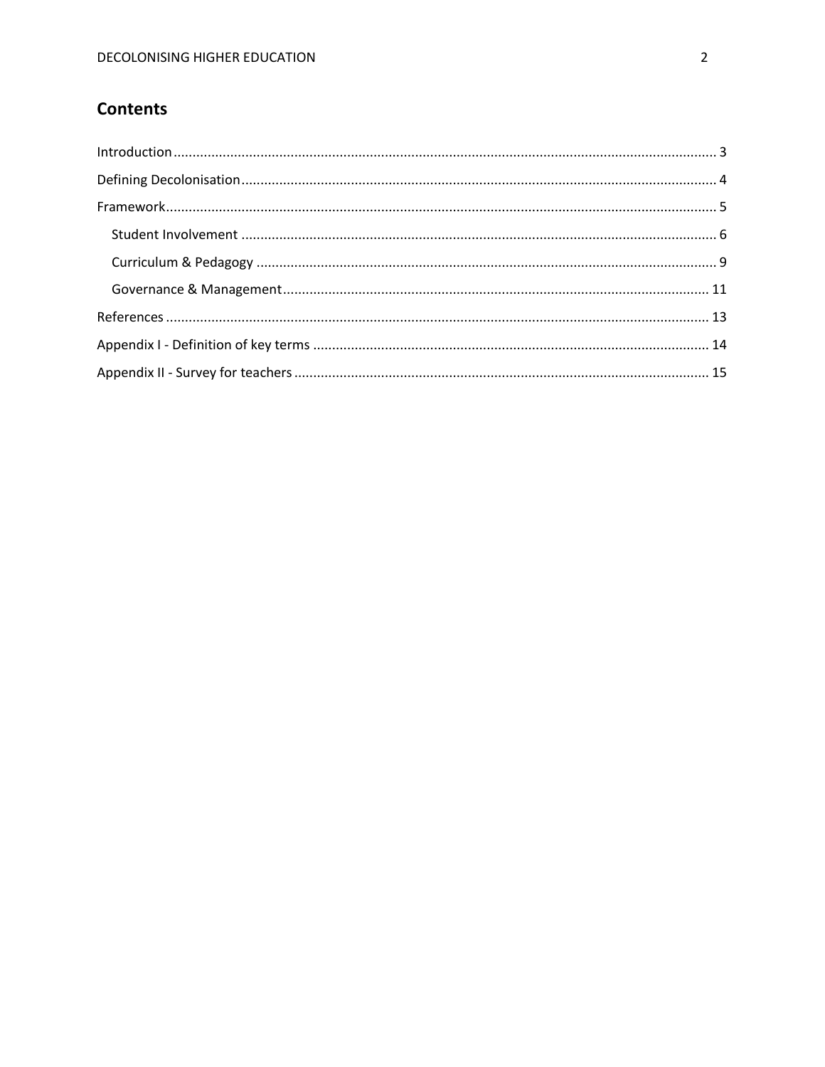## Contents

Introduction ........................................................................................................ 3

Defining Decolonisation ........................................................................................ 4

Framework ............................................................................................................ 5

- Student Involvement ......................................................................................... 6
- Curriculum & Pedagogy ..................................................................................... 9
- Governance & Management .............................................................................. 11

References .......................................................................................................... 13

Appendix I - Definition of key terms .................................................................... 14

Appendix II - Survey for teachers ......................................................................... 15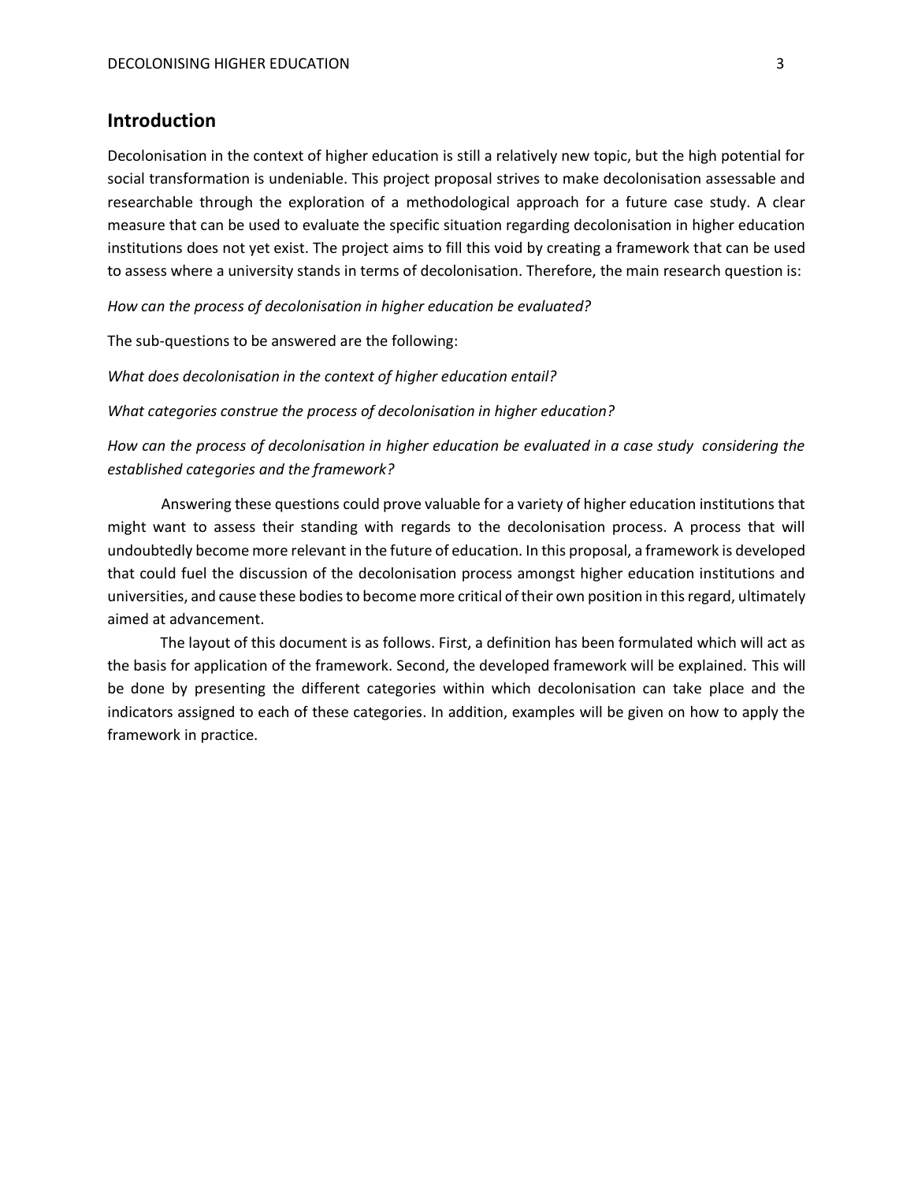## Introduction

Decolonisation in the context of higher education is still a relatively new topic, but the high potential for social transformation is undeniable. This project proposal strives to make decolonisation assessable and researchable through the exploration of a methodological approach for a future case study. A clear measure that can be used to evaluate the specific situation regarding decolonisation in higher education institutions does not yet exist. The project aims to fill this void by creating a framework that can be used to assess where a university stands in terms of decolonisation. Therefore, the main research question is:

*How can the process of decolonisation in higher education be evaluated?*

The sub-questions to be answered are the following:

*What does decolonisation in the context of higher education entail?*

*What categories construe the process of decolonisation in higher education?*

*How can the process of decolonisation in higher education be evaluated in a case study considering the established categories and the framework?*

Answering these questions could prove valuable for a variety of higher education institutions that might want to assess their standing with regards to the decolonisation process. A process that will undoubtedly become more relevant in the future of education. In this proposal, a framework is developed that could fuel the discussion of the decolonisation process amongst higher education institutions and universities, and cause these bodies to become more critical of their own position in this regard, ultimately aimed at advancement.

The layout of this document is as follows. First, a definition has been formulated which will act as the basis for application of the framework. Second, the developed framework will be explained. This will be done by presenting the different categories within which decolonisation can take place and the indicators assigned to each of these categories. In addition, examples will be given on how to apply the framework in practice.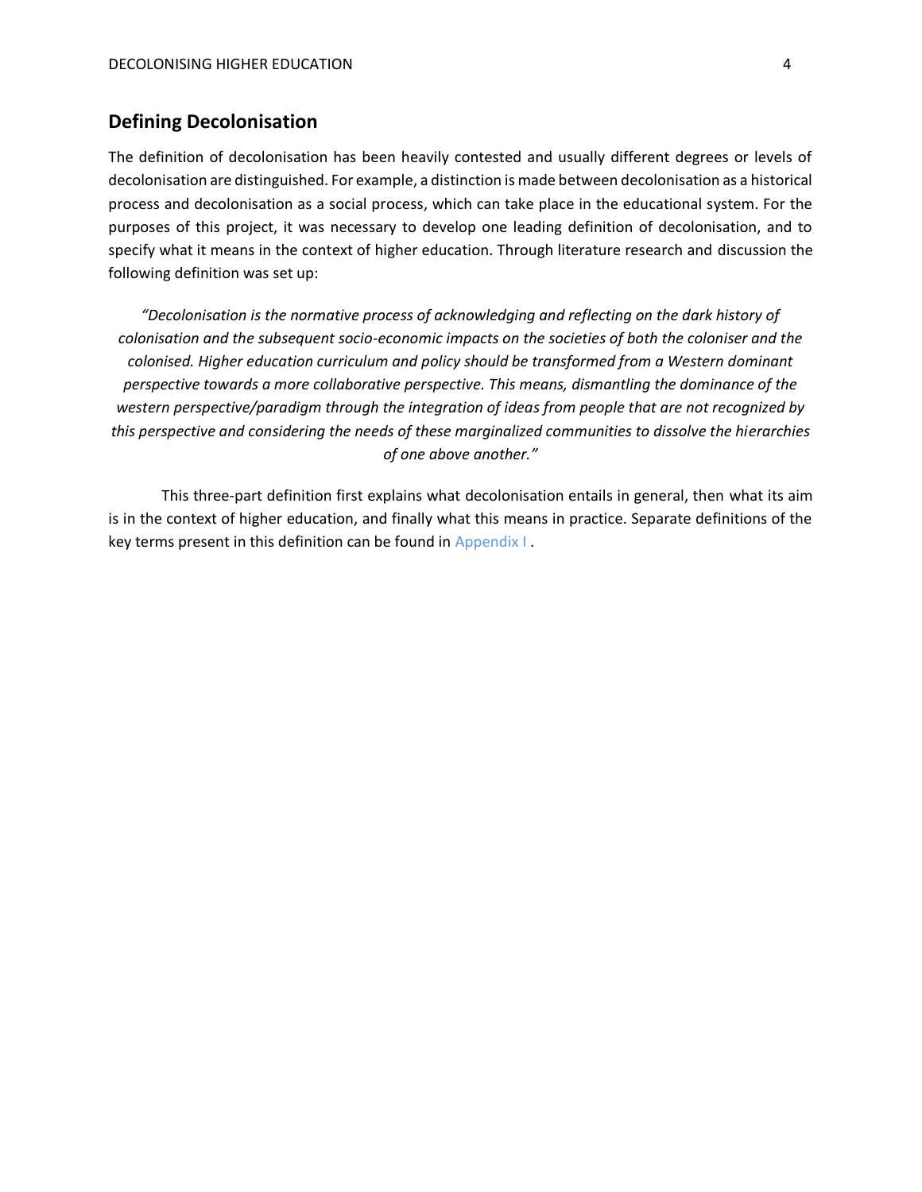## Defining Decolonisation

The definition of decolonisation has been heavily contested and usually different degrees or levels of decolonisation are distinguished. For example, a distinction is made between decolonisation as a historical process and decolonisation as a social process, which can take place in the educational system. For the purposes of this project, it was necessary to develop one leading definition of decolonisation, and to specify what it means in the context of higher education. Through literature research and discussion the following definition was set up:

> *"Decolonisation is the normative process of acknowledging and reflecting on the dark history of colonisation and the subsequent socio-economic impacts on the societies of both the coloniser and the colonised. Higher education curriculum and policy should be transformed from a Western dominant perspective towards a more collaborative perspective. This means, dismantling the dominance of the western perspective/paradigm through the integration of ideas from people that are not recognized by this perspective and considering the needs of these marginalized communities to dissolve the hierarchies of one above another."*

This three-part definition first explains what decolonisation entails in general, then what its aim is in the context of higher education, and finally what this means in practice. Separate definitions of the key terms present in this definition can be found in Appendix I .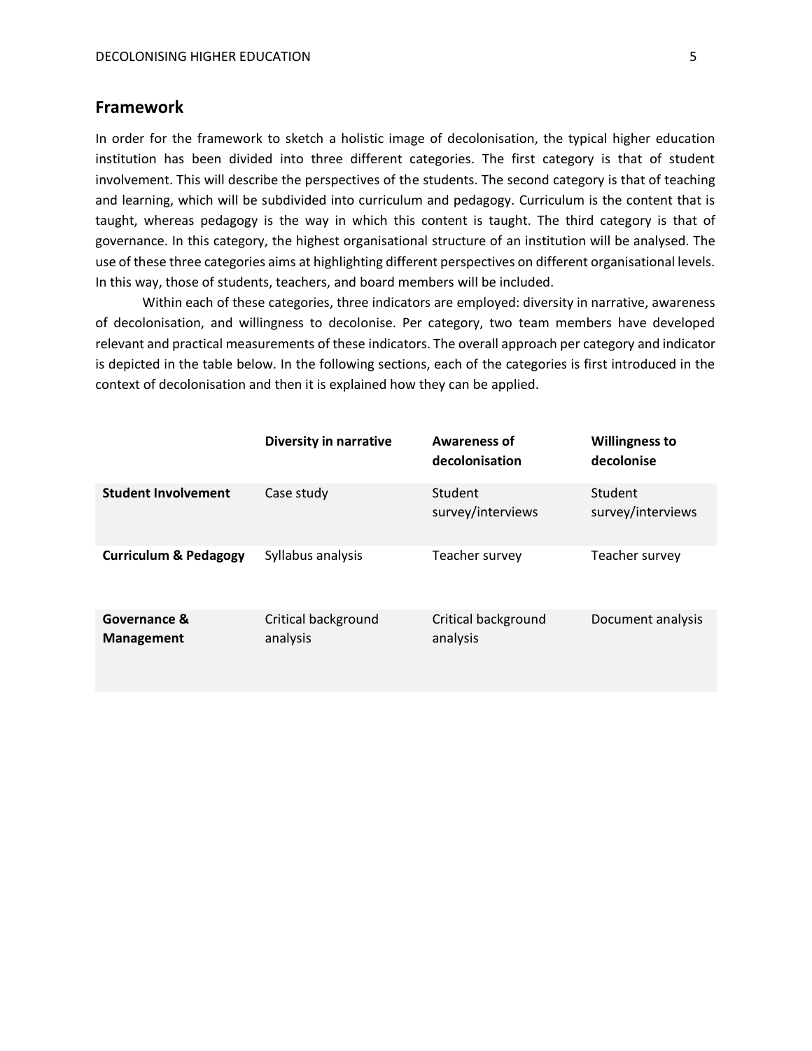## Framework

In order for the framework to sketch a holistic image of decolonisation, the typical higher education institution has been divided into three different categories. The first category is that of student involvement. This will describe the perspectives of the students. The second category is that of teaching and learning, which will be subdivided into curriculum and pedagogy. Curriculum is the content that is taught, whereas pedagogy is the way in which this content is taught. The third category is that of governance. In this category, the highest organisational structure of an institution will be analysed. The use of these three categories aims at highlighting different perspectives on different organisational levels. In this way, those of students, teachers, and board members will be included.

Within each of these categories, three indicators are employed: diversity in narrative, awareness of decolonisation, and willingness to decolonise. Per category, two team members have developed relevant and practical measurements of these indicators. The overall approach per category and indicator is depicted in the table below. In the following sections, each of the categories is first introduced in the context of decolonisation and then it is explained how they can be applied.

| | **Diversity in narrative** | **Awareness of decolonisation** | **Willingness to decolonise** |
|---|---|---|---|
| **Student Involvement** | Case study | Student survey/interviews | Student survey/interviews |
| **Curriculum & Pedagogy** | Syllabus analysis | Teacher survey | Teacher survey |
| **Governance & Management** | Critical background analysis | Critical background analysis | Document analysis |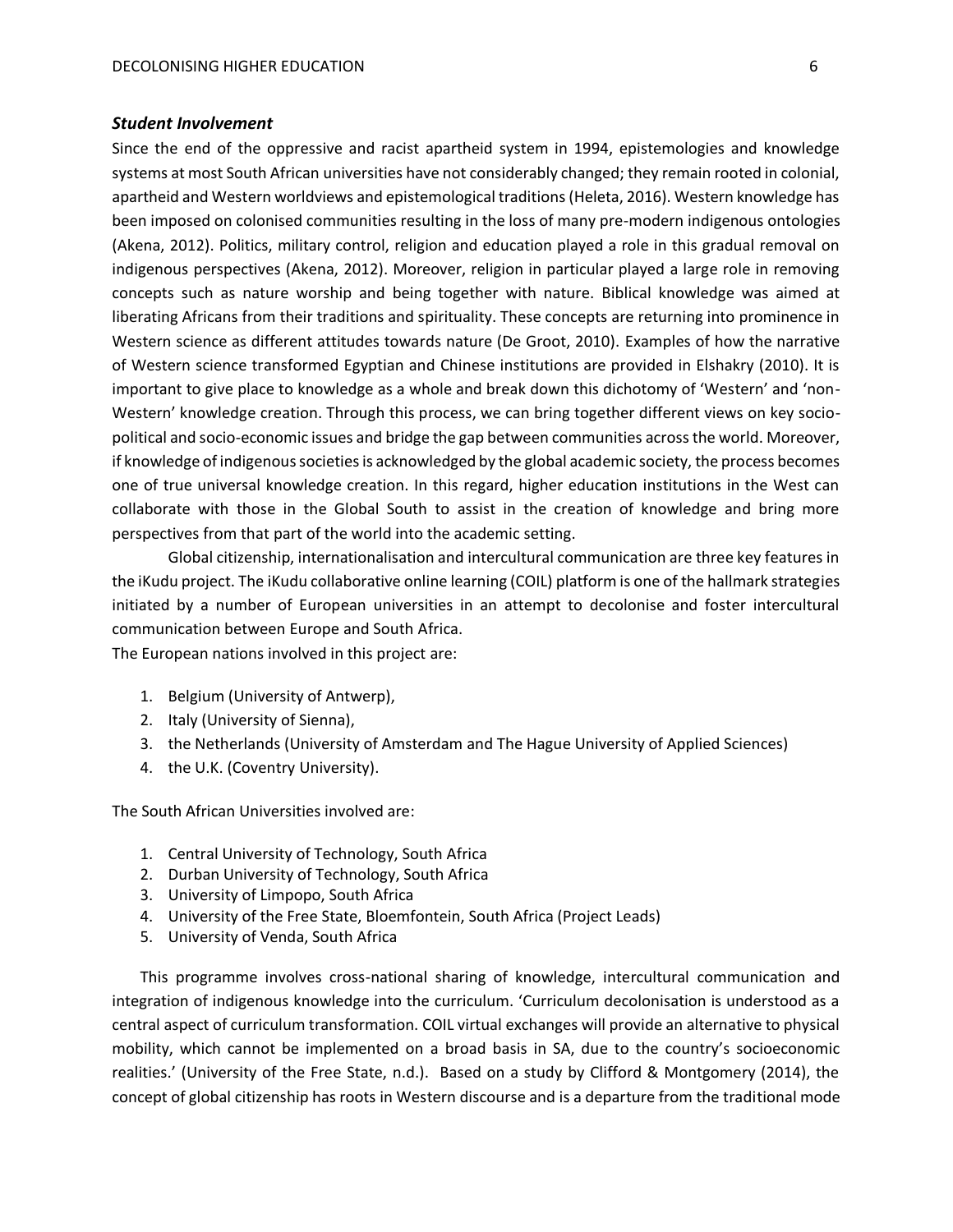### *Student Involvement*

Since the end of the oppressive and racist apartheid system in 1994, epistemologies and knowledge systems at most South African universities have not considerably changed; they remain rooted in colonial, apartheid and Western worldviews and epistemological traditions (Heleta, 2016). Western knowledge has been imposed on colonised communities resulting in the loss of many pre-modern indigenous ontologies (Akena, 2012). Politics, military control, religion and education played a role in this gradual removal on indigenous perspectives (Akena, 2012). Moreover, religion in particular played a large role in removing concepts such as nature worship and being together with nature. Biblical knowledge was aimed at liberating Africans from their traditions and spirituality. These concepts are returning into prominence in Western science as different attitudes towards nature (De Groot, 2010). Examples of how the narrative of Western science transformed Egyptian and Chinese institutions are provided in Elshakry (2010). It is important to give place to knowledge as a whole and break down this dichotomy of 'Western' and 'non-Western' knowledge creation. Through this process, we can bring together different views on key socio-political and socio-economic issues and bridge the gap between communities across the world. Moreover, if knowledge of indigenous societies is acknowledged by the global academic society, the process becomes one of true universal knowledge creation. In this regard, higher education institutions in the West can collaborate with those in the Global South to assist in the creation of knowledge and bring more perspectives from that part of the world into the academic setting.

Global citizenship, internationalisation and intercultural communication are three key features in the iKudu project. The iKudu collaborative online learning (COIL) platform is one of the hallmark strategies initiated by a number of European universities in an attempt to decolonise and foster intercultural communication between Europe and South Africa.

The European nations involved in this project are:

1. Belgium (University of Antwerp),
2. Italy (University of Sienna),
3. the Netherlands (University of Amsterdam and The Hague University of Applied Sciences)
4. the U.K. (Coventry University).

The South African Universities involved are:

1. Central University of Technology, South Africa
2. Durban University of Technology, South Africa
3. University of Limpopo, South Africa
4. University of the Free State, Bloemfontein, South Africa (Project Leads)
5. University of Venda, South Africa

This programme involves cross-national sharing of knowledge, intercultural communication and integration of indigenous knowledge into the curriculum. 'Curriculum decolonisation is understood as a central aspect of curriculum transformation. COIL virtual exchanges will provide an alternative to physical mobility, which cannot be implemented on a broad basis in SA, due to the country's socioeconomic realities.' (University of the Free State, n.d.). Based on a study by Clifford & Montgomery (2014), the concept of global citizenship has roots in Western discourse and is a departure from the traditional mode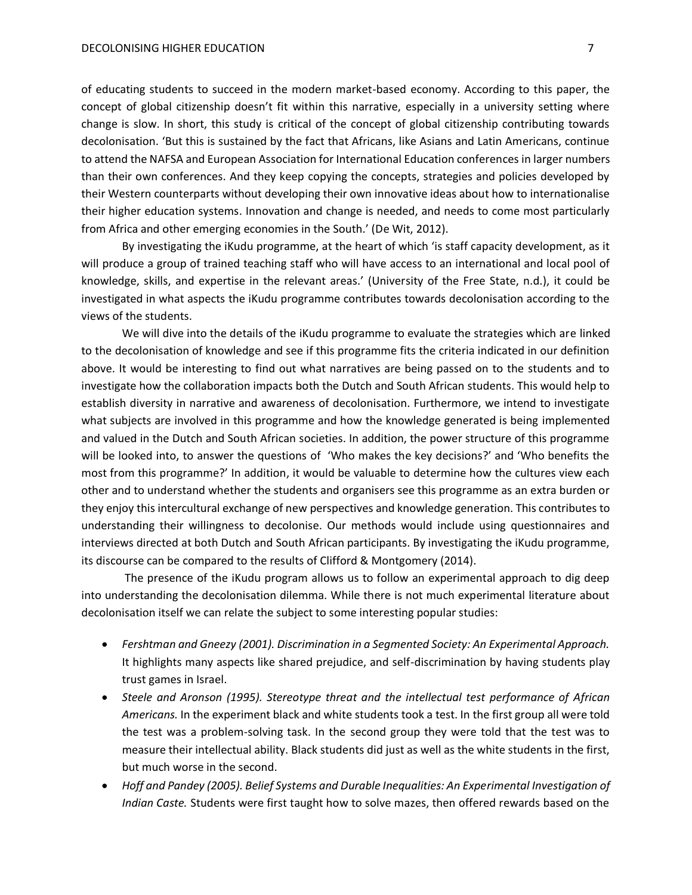of educating students to succeed in the modern market-based economy. According to this paper, the concept of global citizenship doesn't fit within this narrative, especially in a university setting where change is slow. In short, this study is critical of the concept of global citizenship contributing towards decolonisation. 'But this is sustained by the fact that Africans, like Asians and Latin Americans, continue to attend the NAFSA and European Association for International Education conferences in larger numbers than their own conferences. And they keep copying the concepts, strategies and policies developed by their Western counterparts without developing their own innovative ideas about how to internationalise their higher education systems. Innovation and change is needed, and needs to come most particularly from Africa and other emerging economies in the South.' (De Wit, 2012).

By investigating the iKudu programme, at the heart of which 'is staff capacity development, as it will produce a group of trained teaching staff who will have access to an international and local pool of knowledge, skills, and expertise in the relevant areas.' (University of the Free State, n.d.), it could be investigated in what aspects the iKudu programme contributes towards decolonisation according to the views of the students.

We will dive into the details of the iKudu programme to evaluate the strategies which are linked to the decolonisation of knowledge and see if this programme fits the criteria indicated in our definition above. It would be interesting to find out what narratives are being passed on to the students and to investigate how the collaboration impacts both the Dutch and South African students. This would help to establish diversity in narrative and awareness of decolonisation. Furthermore, we intend to investigate what subjects are involved in this programme and how the knowledge generated is being implemented and valued in the Dutch and South African societies. In addition, the power structure of this programme will be looked into, to answer the questions of 'Who makes the key decisions?' and 'Who benefits the most from this programme?' In addition, it would be valuable to determine how the cultures view each other and to understand whether the students and organisers see this programme as an extra burden or they enjoy this intercultural exchange of new perspectives and knowledge generation. This contributes to understanding their willingness to decolonise. Our methods would include using questionnaires and interviews directed at both Dutch and South African participants. By investigating the iKudu programme, its discourse can be compared to the results of Clifford & Montgomery (2014).

The presence of the iKudu program allows us to follow an experimental approach to dig deep into understanding the decolonisation dilemma. While there is not much experimental literature about decolonisation itself we can relate the subject to some interesting popular studies:

- *Fershtman and Gneezy (2001). Discrimination in a Segmented Society: An Experimental Approach.* It highlights many aspects like shared prejudice, and self-discrimination by having students play trust games in Israel.
- *Steele and Aronson (1995). Stereotype threat and the intellectual test performance of African Americans.* In the experiment black and white students took a test. In the first group all were told the test was a problem-solving task. In the second group they were told that the test was to measure their intellectual ability. Black students did just as well as the white students in the first, but much worse in the second.
- *Hoff and Pandey (2005). Belief Systems and Durable Inequalities: An Experimental Investigation of Indian Caste.* Students were first taught how to solve mazes, then offered rewards based on the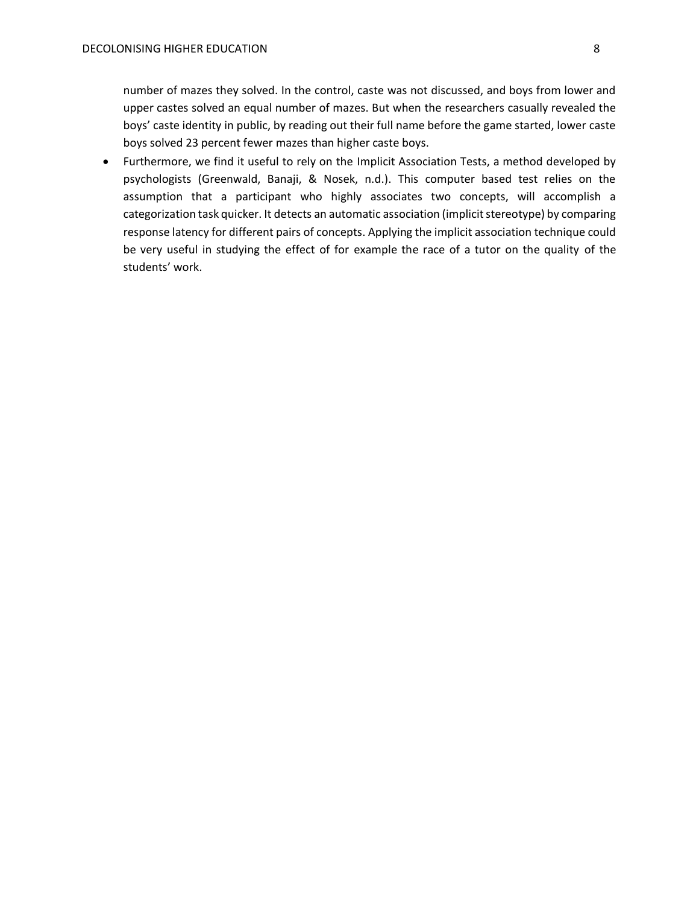number of mazes they solved. In the control, caste was not discussed, and boys from lower and upper castes solved an equal number of mazes. But when the researchers casually revealed the boys' caste identity in public, by reading out their full name before the game started, lower caste boys solved 23 percent fewer mazes than higher caste boys.

- Furthermore, we find it useful to rely on the Implicit Association Tests, a method developed by psychologists (Greenwald, Banaji, & Nosek, n.d.). This computer based test relies on the assumption that a participant who highly associates two concepts, will accomplish a categorization task quicker. It detects an automatic association (implicit stereotype) by comparing response latency for different pairs of concepts. Applying the implicit association technique could be very useful in studying the effect of for example the race of a tutor on the quality of the students' work.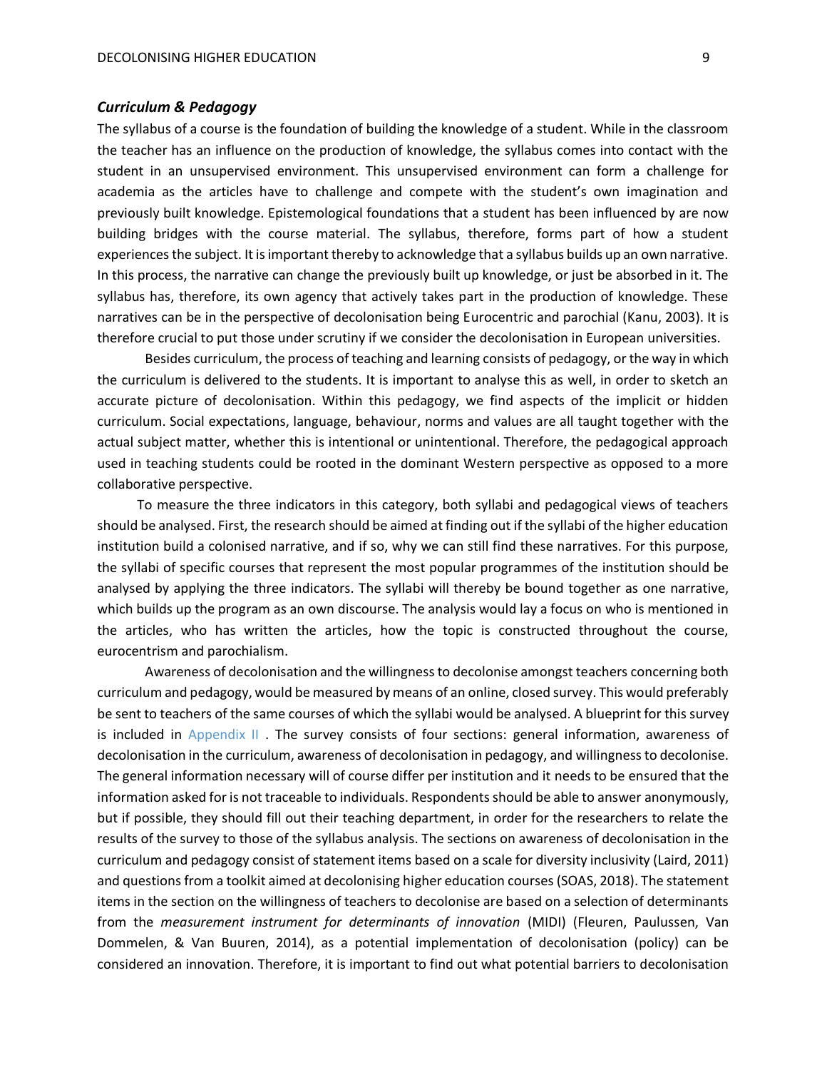### *Curriculum & Pedagogy*

The syllabus of a course is the foundation of building the knowledge of a student. While in the classroom the teacher has an influence on the production of knowledge, the syllabus comes into contact with the student in an unsupervised environment. This unsupervised environment can form a challenge for academia as the articles have to challenge and compete with the student's own imagination and previously built knowledge. Epistemological foundations that a student has been influenced by are now building bridges with the course material. The syllabus, therefore, forms part of how a student experiences the subject. It is important thereby to acknowledge that a syllabus builds up an own narrative. In this process, the narrative can change the previously built up knowledge, or just be absorbed in it. The syllabus has, therefore, its own agency that actively takes part in the production of knowledge. These narratives can be in the perspective of decolonisation being Eurocentric and parochial (Kanu, 2003). It is therefore crucial to put those under scrutiny if we consider the decolonisation in European universities.

Besides curriculum, the process of teaching and learning consists of pedagogy, or the way in which the curriculum is delivered to the students. It is important to analyse this as well, in order to sketch an accurate picture of decolonisation. Within this pedagogy, we find aspects of the implicit or hidden curriculum. Social expectations, language, behaviour, norms and values are all taught together with the actual subject matter, whether this is intentional or unintentional. Therefore, the pedagogical approach used in teaching students could be rooted in the dominant Western perspective as opposed to a more collaborative perspective.

To measure the three indicators in this category, both syllabi and pedagogical views of teachers should be analysed. First, the research should be aimed at finding out if the syllabi of the higher education institution build a colonised narrative, and if so, why we can still find these narratives. For this purpose, the syllabi of specific courses that represent the most popular programmes of the institution should be analysed by applying the three indicators. The syllabi will thereby be bound together as one narrative, which builds up the program as an own discourse. The analysis would lay a focus on who is mentioned in the articles, who has written the articles, how the topic is constructed throughout the course, eurocentrism and parochialism.

Awareness of decolonisation and the willingness to decolonise amongst teachers concerning both curriculum and pedagogy, would be measured by means of an online, closed survey. This would preferably be sent to teachers of the same courses of which the syllabi would be analysed. A blueprint for this survey is included in Appendix II . The survey consists of four sections: general information, awareness of decolonisation in the curriculum, awareness of decolonisation in pedagogy, and willingness to decolonise. The general information necessary will of course differ per institution and it needs to be ensured that the information asked for is not traceable to individuals. Respondents should be able to answer anonymously, but if possible, they should fill out their teaching department, in order for the researchers to relate the results of the survey to those of the syllabus analysis. The sections on awareness of decolonisation in the curriculum and pedagogy consist of statement items based on a scale for diversity inclusivity (Laird, 2011) and questions from a toolkit aimed at decolonising higher education courses (SOAS, 2018). The statement items in the section on the willingness of teachers to decolonise are based on a selection of determinants from the *measurement instrument for determinants of innovation* (MIDI) (Fleuren, Paulussen, Van Dommelen, & Van Buuren, 2014), as a potential implementation of decolonisation (policy) can be considered an innovation. Therefore, it is important to find out what potential barriers to decolonisation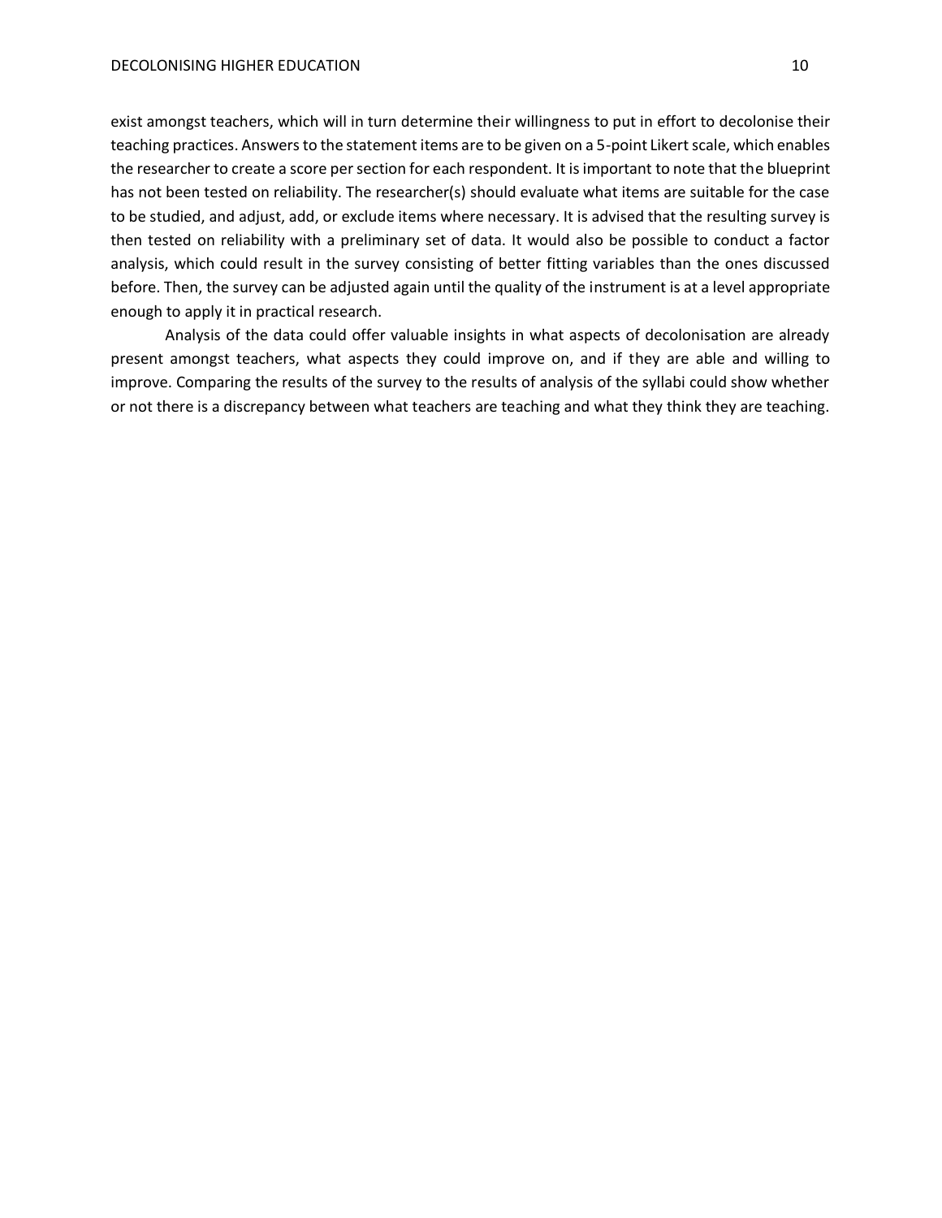exist amongst teachers, which will in turn determine their willingness to put in effort to decolonise their teaching practices. Answers to the statement items are to be given on a 5-point Likert scale, which enables the researcher to create a score per section for each respondent. It is important to note that the blueprint has not been tested on reliability. The researcher(s) should evaluate what items are suitable for the case to be studied, and adjust, add, or exclude items where necessary. It is advised that the resulting survey is then tested on reliability with a preliminary set of data. It would also be possible to conduct a factor analysis, which could result in the survey consisting of better fitting variables than the ones discussed before. Then, the survey can be adjusted again until the quality of the instrument is at a level appropriate enough to apply it in practical research.

Analysis of the data could offer valuable insights in what aspects of decolonisation are already present amongst teachers, what aspects they could improve on, and if they are able and willing to improve. Comparing the results of the survey to the results of analysis of the syllabi could show whether or not there is a discrepancy between what teachers are teaching and what they think they are teaching.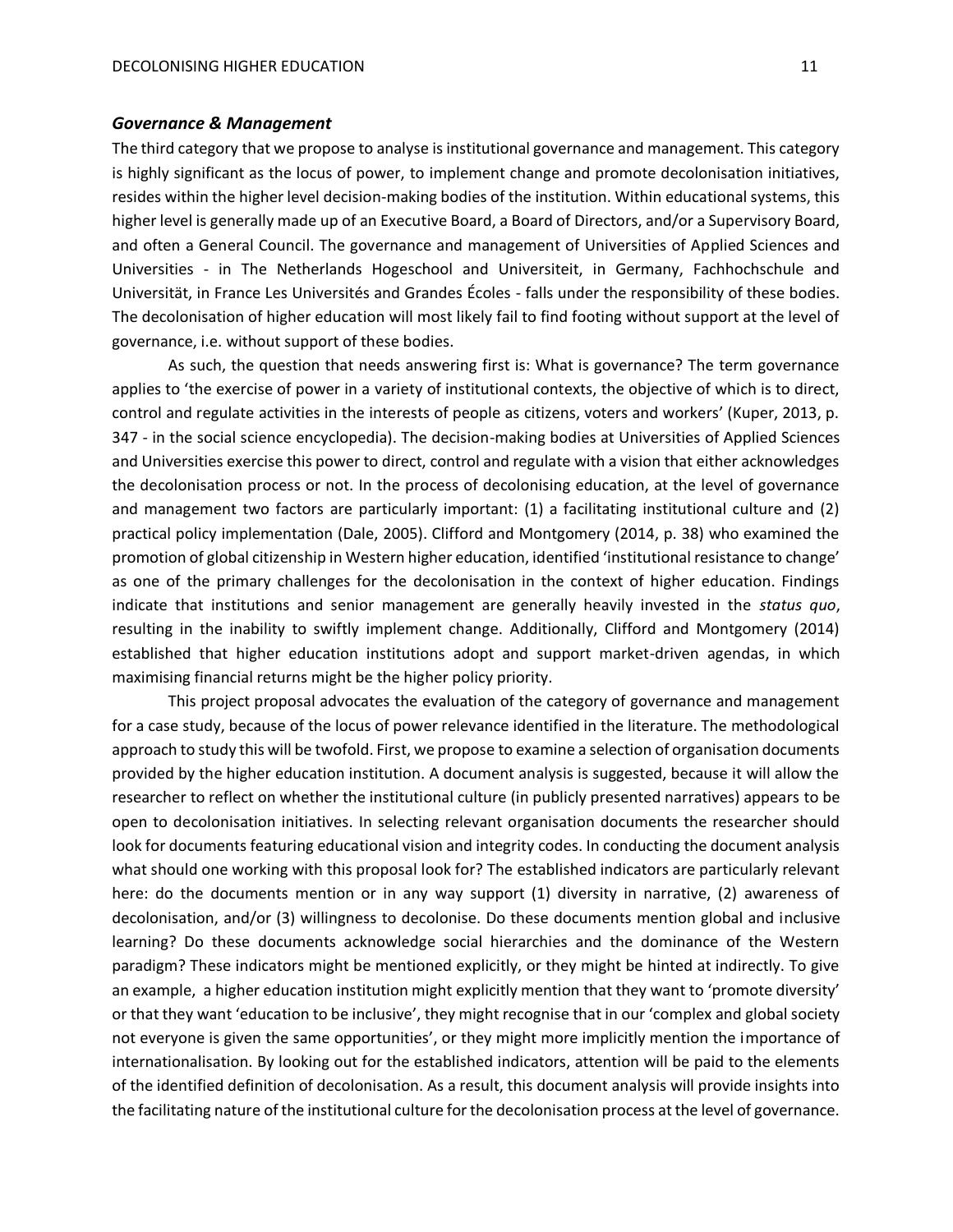### ***Governance & Management***

The third category that we propose to analyse is institutional governance and management. This category is highly significant as the locus of power, to implement change and promote decolonisation initiatives, resides within the higher level decision-making bodies of the institution. Within educational systems, this higher level is generally made up of an Executive Board, a Board of Directors, and/or a Supervisory Board, and often a General Council. The governance and management of Universities of Applied Sciences and Universities - in The Netherlands Hogeschool and Universiteit, in Germany, Fachhochschule and Universität, in France Les Universités and Grandes Écoles - falls under the responsibility of these bodies. The decolonisation of higher education will most likely fail to find footing without support at the level of governance, i.e. without support of these bodies.

As such, the question that needs answering first is: What is governance? The term governance applies to 'the exercise of power in a variety of institutional contexts, the objective of which is to direct, control and regulate activities in the interests of people as citizens, voters and workers' (Kuper, 2013, p. 347 - in the social science encyclopedia). The decision-making bodies at Universities of Applied Sciences and Universities exercise this power to direct, control and regulate with a vision that either acknowledges the decolonisation process or not. In the process of decolonising education, at the level of governance and management two factors are particularly important: (1) a facilitating institutional culture and (2) practical policy implementation (Dale, 2005). Clifford and Montgomery (2014, p. 38) who examined the promotion of global citizenship in Western higher education, identified 'institutional resistance to change' as one of the primary challenges for the decolonisation in the context of higher education. Findings indicate that institutions and senior management are generally heavily invested in the *status quo*, resulting in the inability to swiftly implement change. Additionally, Clifford and Montgomery (2014) established that higher education institutions adopt and support market-driven agendas, in which maximising financial returns might be the higher policy priority.

This project proposal advocates the evaluation of the category of governance and management for a case study, because of the locus of power relevance identified in the literature. The methodological approach to study this will be twofold. First, we propose to examine a selection of organisation documents provided by the higher education institution. A document analysis is suggested, because it will allow the researcher to reflect on whether the institutional culture (in publicly presented narratives) appears to be open to decolonisation initiatives. In selecting relevant organisation documents the researcher should look for documents featuring educational vision and integrity codes. In conducting the document analysis what should one working with this proposal look for? The established indicators are particularly relevant here: do the documents mention or in any way support (1) diversity in narrative, (2) awareness of decolonisation, and/or (3) willingness to decolonise. Do these documents mention global and inclusive learning? Do these documents acknowledge social hierarchies and the dominance of the Western paradigm? These indicators might be mentioned explicitly, or they might be hinted at indirectly. To give an example, a higher education institution might explicitly mention that they want to 'promote diversity' or that they want 'education to be inclusive', they might recognise that in our 'complex and global society not everyone is given the same opportunities', or they might more implicitly mention the importance of internationalisation. By looking out for the established indicators, attention will be paid to the elements of the identified definition of decolonisation. As a result, this document analysis will provide insights into the facilitating nature of the institutional culture for the decolonisation process at the level of governance.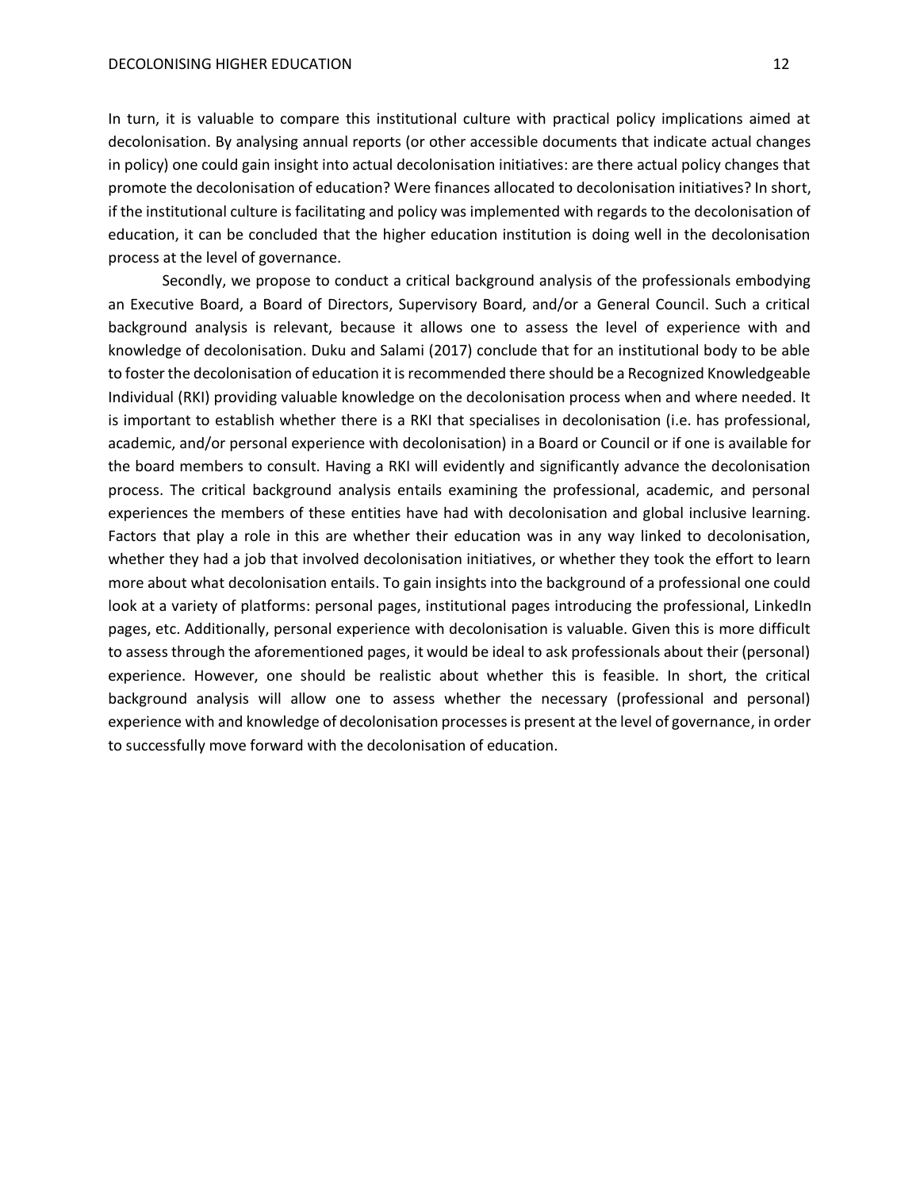In turn, it is valuable to compare this institutional culture with practical policy implications aimed at decolonisation. By analysing annual reports (or other accessible documents that indicate actual changes in policy) one could gain insight into actual decolonisation initiatives: are there actual policy changes that promote the decolonisation of education? Were finances allocated to decolonisation initiatives? In short, if the institutional culture is facilitating and policy was implemented with regards to the decolonisation of education, it can be concluded that the higher education institution is doing well in the decolonisation process at the level of governance.

Secondly, we propose to conduct a critical background analysis of the professionals embodying an Executive Board, a Board of Directors, Supervisory Board, and/or a General Council. Such a critical background analysis is relevant, because it allows one to assess the level of experience with and knowledge of decolonisation. Duku and Salami (2017) conclude that for an institutional body to be able to foster the decolonisation of education it is recommended there should be a Recognized Knowledgeable Individual (RKI) providing valuable knowledge on the decolonisation process when and where needed. It is important to establish whether there is a RKI that specialises in decolonisation (i.e. has professional, academic, and/or personal experience with decolonisation) in a Board or Council or if one is available for the board members to consult. Having a RKI will evidently and significantly advance the decolonisation process. The critical background analysis entails examining the professional, academic, and personal experiences the members of these entities have had with decolonisation and global inclusive learning. Factors that play a role in this are whether their education was in any way linked to decolonisation, whether they had a job that involved decolonisation initiatives, or whether they took the effort to learn more about what decolonisation entails. To gain insights into the background of a professional one could look at a variety of platforms: personal pages, institutional pages introducing the professional, LinkedIn pages, etc. Additionally, personal experience with decolonisation is valuable. Given this is more difficult to assess through the aforementioned pages, it would be ideal to ask professionals about their (personal) experience. However, one should be realistic about whether this is feasible. In short, the critical background analysis will allow one to assess whether the necessary (professional and personal) experience with and knowledge of decolonisation processes is present at the level of governance, in order to successfully move forward with the decolonisation of education.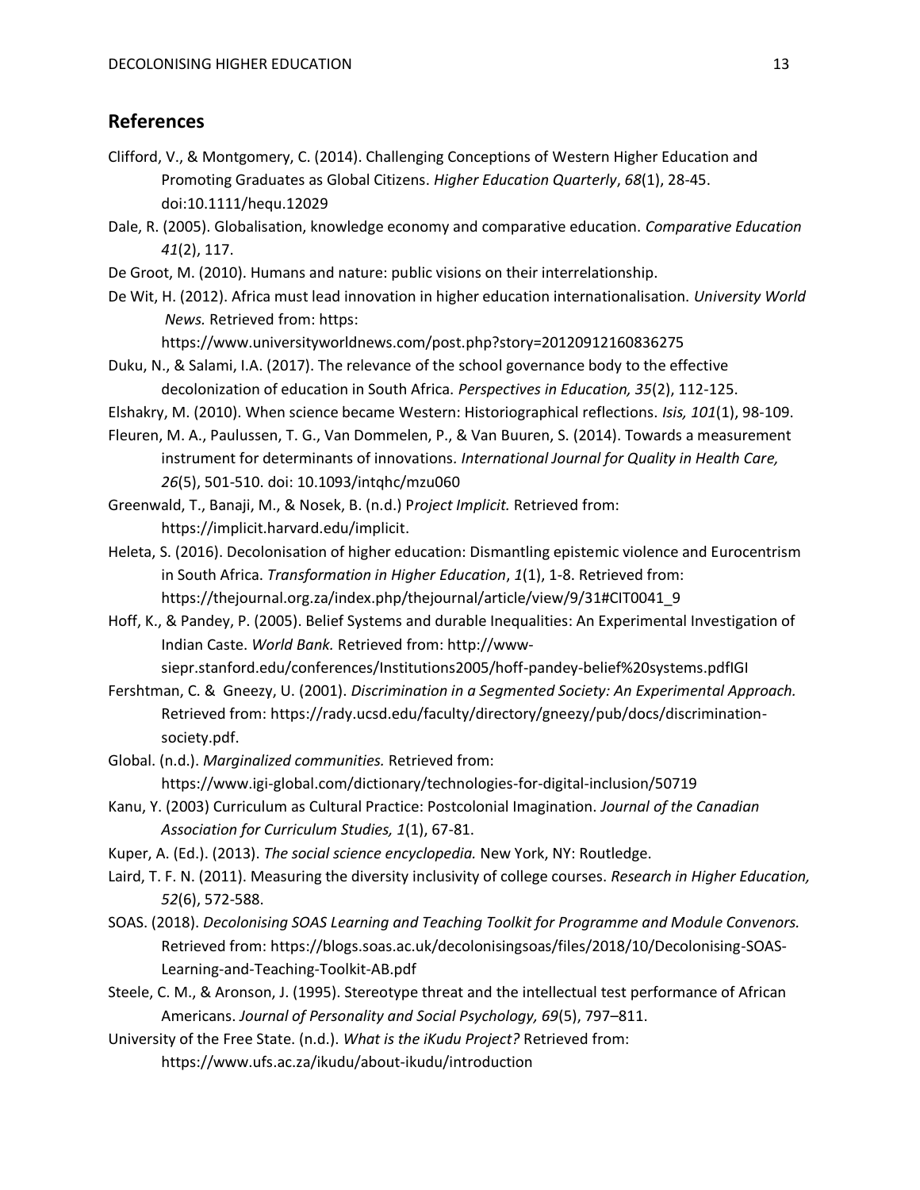## References

Clifford, V., & Montgomery, C. (2014). Challenging Conceptions of Western Higher Education and Promoting Graduates as Global Citizens. *Higher Education Quarterly*, *68*(1), 28-45. doi:10.1111/hequ.12029

Dale, R. (2005). Globalisation, knowledge economy and comparative education. *Comparative Education 41*(2), 117.

De Groot, M. (2010). Humans and nature: public visions on their interrelationship.

De Wit, H. (2012). Africa must lead innovation in higher education internationalisation. *University World News.* Retrieved from: https: https://www.universityworldnews.com/post.php?story=20120912160836275

Duku, N., & Salami, I.A. (2017). The relevance of the school governance body to the effective decolonization of education in South Africa. *Perspectives in Education, 35*(2), 112-125.

Elshakry, M. (2010). When science became Western: Historiographical reflections. *Isis, 101*(1), 98-109.

Fleuren, M. A., Paulussen, T. G., Van Dommelen, P., & Van Buuren, S. (2014). Towards a measurement instrument for determinants of innovations. *International Journal for Quality in Health Care, 26*(5), 501-510. doi: 10.1093/intqhc/mzu060

Greenwald, T., Banaji, M., & Nosek, B. (n.d.) P*roject Implicit.* Retrieved from: https://implicit.harvard.edu/implicit.

Heleta, S. (2016). Decolonisation of higher education: Dismantling epistemic violence and Eurocentrism in South Africa. *Transformation in Higher Education*, *1*(1), 1-8. Retrieved from: https://thejournal.org.za/index.php/thejournal/article/view/9/31#CIT0041_9

Hoff, K., & Pandey, P. (2005). Belief Systems and durable Inequalities: An Experimental Investigation of Indian Caste. *World Bank.* Retrieved from: http://www-siepr.stanford.edu/conferences/Institutions2005/hoff-pandey-belief%20systems.pdfIGI

Fershtman, C. & Gneezy, U. (2001). *Discrimination in a Segmented Society: An Experimental Approach.* Retrieved from: https://rady.ucsd.edu/faculty/directory/gneezy/pub/docs/discrimination-society.pdf.

Global. (n.d.). *Marginalized communities.* Retrieved from: https://www.igi-global.com/dictionary/technologies-for-digital-inclusion/50719

Kanu, Y. (2003) Curriculum as Cultural Practice: Postcolonial Imagination. *Journal of the Canadian Association for Curriculum Studies, 1*(1), 67-81.

Kuper, A. (Ed.). (2013). *The social science encyclopedia.* New York, NY: Routledge.

Laird, T. F. N. (2011). Measuring the diversity inclusivity of college courses. *Research in Higher Education, 52*(6), 572-588.

SOAS. (2018). *Decolonising SOAS Learning and Teaching Toolkit for Programme and Module Convenors.* Retrieved from: https://blogs.soas.ac.uk/decolonisingsoas/files/2018/10/Decolonising-SOAS-Learning-and-Teaching-Toolkit-AB.pdf

Steele, C. M., & Aronson, J. (1995). Stereotype threat and the intellectual test performance of African Americans. *Journal of Personality and Social Psychology, 69*(5), 797–811.

University of the Free State. (n.d.). *What is the iKudu Project?* Retrieved from: https://www.ufs.ac.za/ikudu/about-ikudu/introduction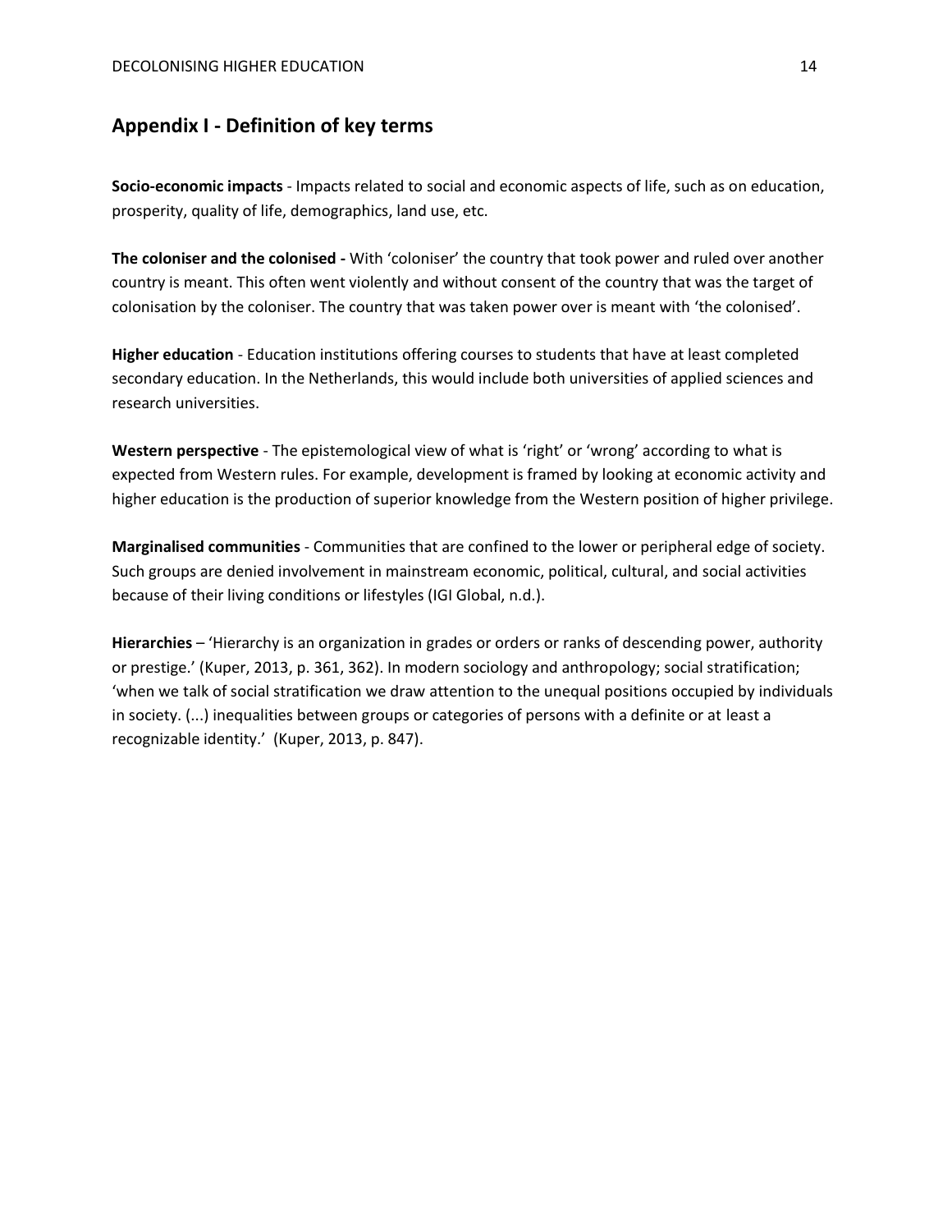## Appendix I - Definition of key terms

**Socio-economic impacts** - Impacts related to social and economic aspects of life, such as on education, prosperity, quality of life, demographics, land use, etc.

**The coloniser and the colonised -** With 'coloniser' the country that took power and ruled over another country is meant. This often went violently and without consent of the country that was the target of colonisation by the coloniser. The country that was taken power over is meant with 'the colonised'.

**Higher education** - Education institutions offering courses to students that have at least completed secondary education. In the Netherlands, this would include both universities of applied sciences and research universities.

**Western perspective** - The epistemological view of what is 'right' or 'wrong' according to what is expected from Western rules. For example, development is framed by looking at economic activity and higher education is the production of superior knowledge from the Western position of higher privilege.

**Marginalised communities** - Communities that are confined to the lower or peripheral edge of society. Such groups are denied involvement in mainstream economic, political, cultural, and social activities because of their living conditions or lifestyles (IGI Global, n.d.).

**Hierarchies** – 'Hierarchy is an organization in grades or orders or ranks of descending power, authority or prestige.' (Kuper, 2013, p. 361, 362). In modern sociology and anthropology; social stratification; 'when we talk of social stratification we draw attention to the unequal positions occupied by individuals in society. (...) inequalities between groups or categories of persons with a definite or at least a recognizable identity.' (Kuper, 2013, p. 847).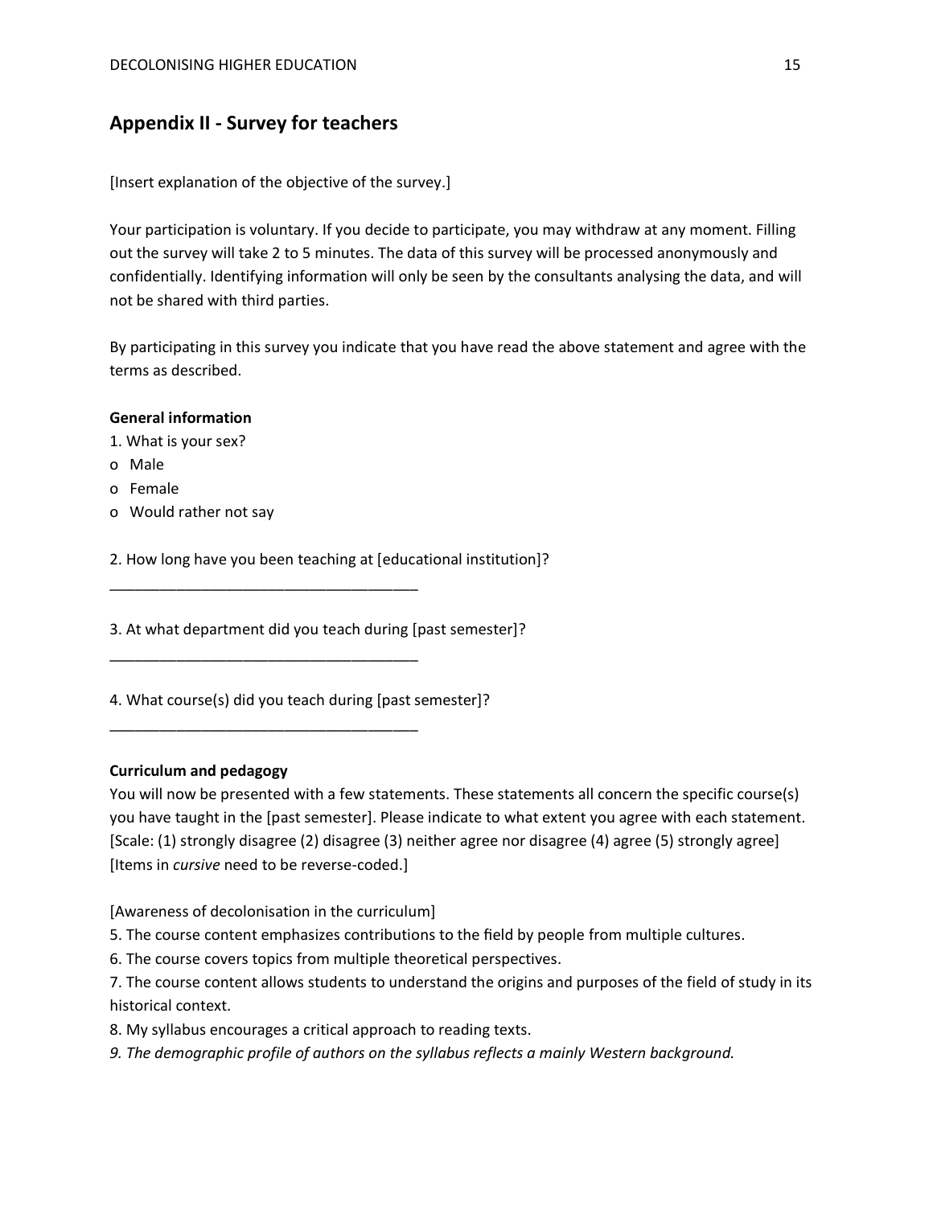## Appendix II - Survey for teachers

[Insert explanation of the objective of the survey.]

Your participation is voluntary. If you decide to participate, you may withdraw at any moment. Filling out the survey will take 2 to 5 minutes. The data of this survey will be processed anonymously and confidentially. Identifying information will only be seen by the consultants analysing the data, and will not be shared with third parties.

By participating in this survey you indicate that you have read the above statement and agree with the terms as described.

**General information**

1. What is your sex?
- o Male
- o Female
- o Would rather not say

2. How long have you been teaching at [educational institution]?

_____________________________________

3. At what department did you teach during [past semester]?

_____________________________________

4. What course(s) did you teach during [past semester]?

_____________________________________

**Curriculum and pedagogy**

You will now be presented with a few statements. These statements all concern the specific course(s) you have taught in the [past semester]. Please indicate to what extent you agree with each statement. [Scale: (1) strongly disagree (2) disagree (3) neither agree nor disagree (4) agree (5) strongly agree] [Items in *cursive* need to be reverse-coded.]

[Awareness of decolonisation in the curriculum]

5. The course content emphasizes contributions to the field by people from multiple cultures.
6. The course covers topics from multiple theoretical perspectives.
7. The course content allows students to understand the origins and purposes of the field of study in its historical context.
8. My syllabus encourages a critical approach to reading texts.
9. *The demographic profile of authors on the syllabus reflects a mainly Western background.*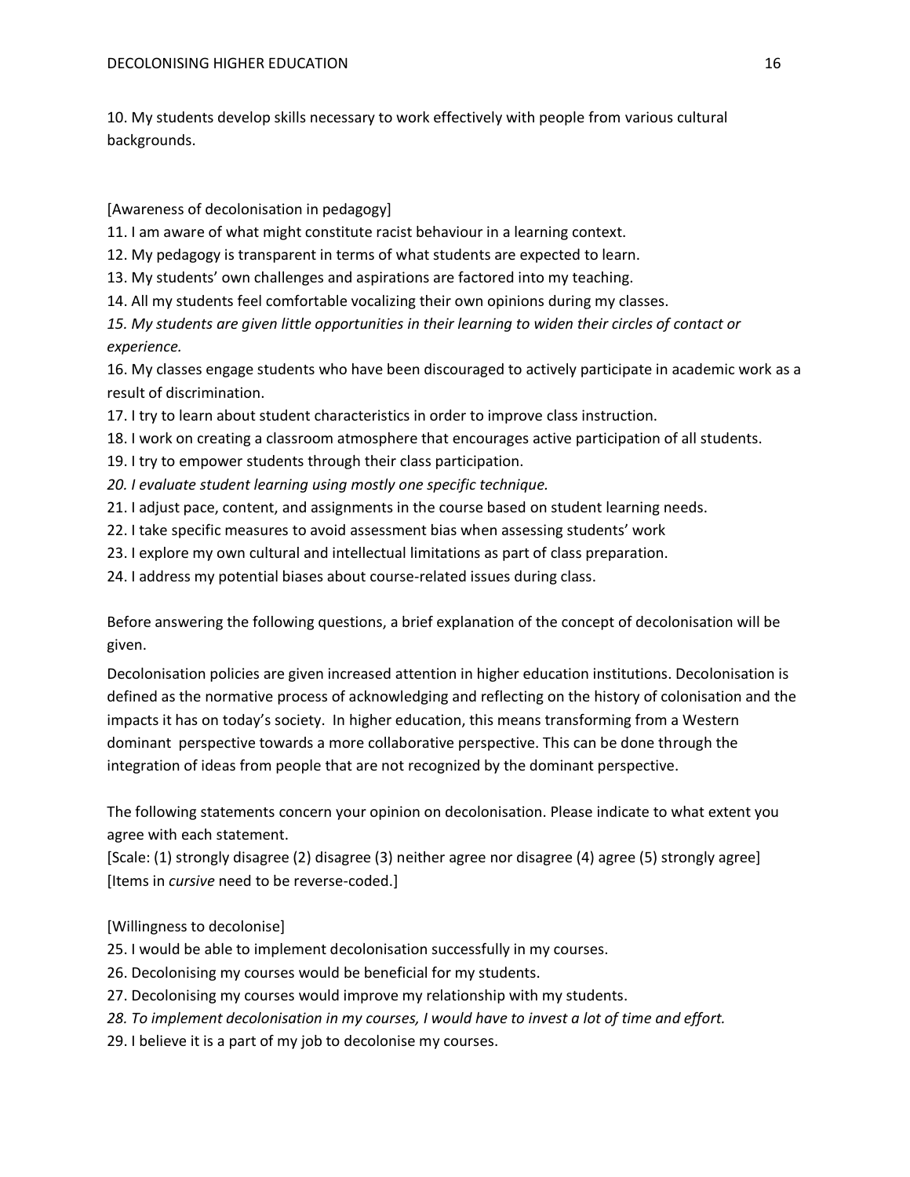10. My students develop skills necessary to work effectively with people from various cultural backgrounds.

[Awareness of decolonisation in pedagogy]

11. I am aware of what might constitute racist behaviour in a learning context.
12. My pedagogy is transparent in terms of what students are expected to learn.
13. My students' own challenges and aspirations are factored into my teaching.
14. All my students feel comfortable vocalizing their own opinions during my classes.
15. *My students are given little opportunities in their learning to widen their circles of contact or experience.*
16. My classes engage students who have been discouraged to actively participate in academic work as a result of discrimination.
17. I try to learn about student characteristics in order to improve class instruction.
18. I work on creating a classroom atmosphere that encourages active participation of all students.
19. I try to empower students through their class participation.
20. *I evaluate student learning using mostly one specific technique.*
21. I adjust pace, content, and assignments in the course based on student learning needs.
22. I take specific measures to avoid assessment bias when assessing students' work
23. I explore my own cultural and intellectual limitations as part of class preparation.
24. I address my potential biases about course-related issues during class.

Before answering the following questions, a brief explanation of the concept of decolonisation will be given.

Decolonisation policies are given increased attention in higher education institutions. Decolonisation is defined as the normative process of acknowledging and reflecting on the history of colonisation and the impacts it has on today's society. In higher education, this means transforming from a Western dominant perspective towards a more collaborative perspective. This can be done through the integration of ideas from people that are not recognized by the dominant perspective.

The following statements concern your opinion on decolonisation. Please indicate to what extent you agree with each statement.

[Scale: (1) strongly disagree (2) disagree (3) neither agree nor disagree (4) agree (5) strongly agree]
[Items in *cursive* need to be reverse-coded.]

[Willingness to decolonise]

25. I would be able to implement decolonisation successfully in my courses.
26. Decolonising my courses would be beneficial for my students.
27. Decolonising my courses would improve my relationship with my students.
28. *To implement decolonisation in my courses, I would have to invest a lot of time and effort.*
29. I believe it is a part of my job to decolonise my courses.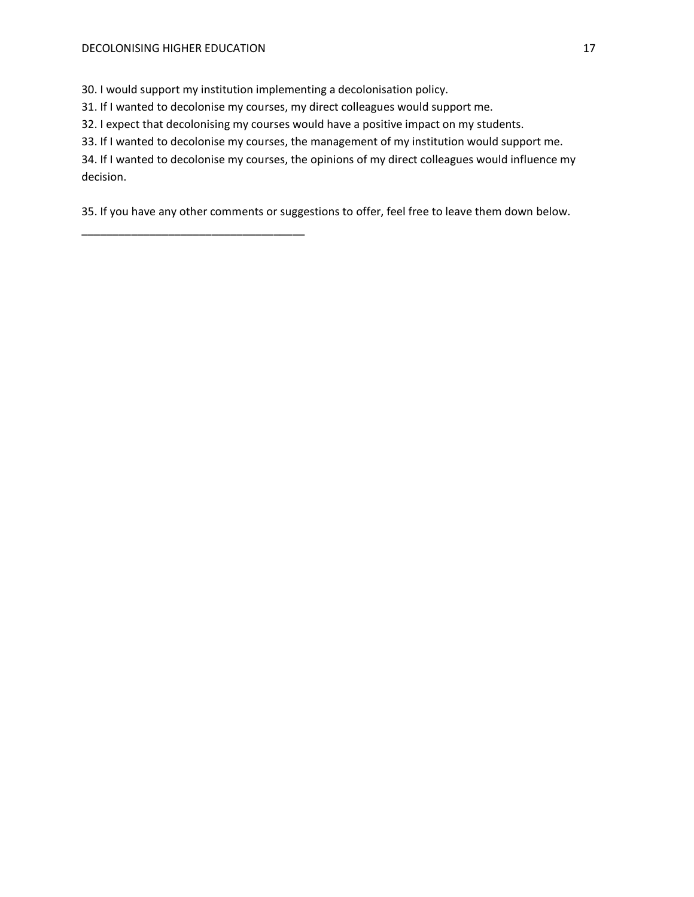30. I would support my institution implementing a decolonisation policy.
31. If I wanted to decolonise my courses, my direct colleagues would support me.
32. I expect that decolonising my courses would have a positive impact on my students.
33. If I wanted to decolonise my courses, the management of my institution would support me.
34. If I wanted to decolonise my courses, the opinions of my direct colleagues would influence my decision.

35. If you have any other comments or suggestions to offer, feel free to leave them down below.

___________________________________